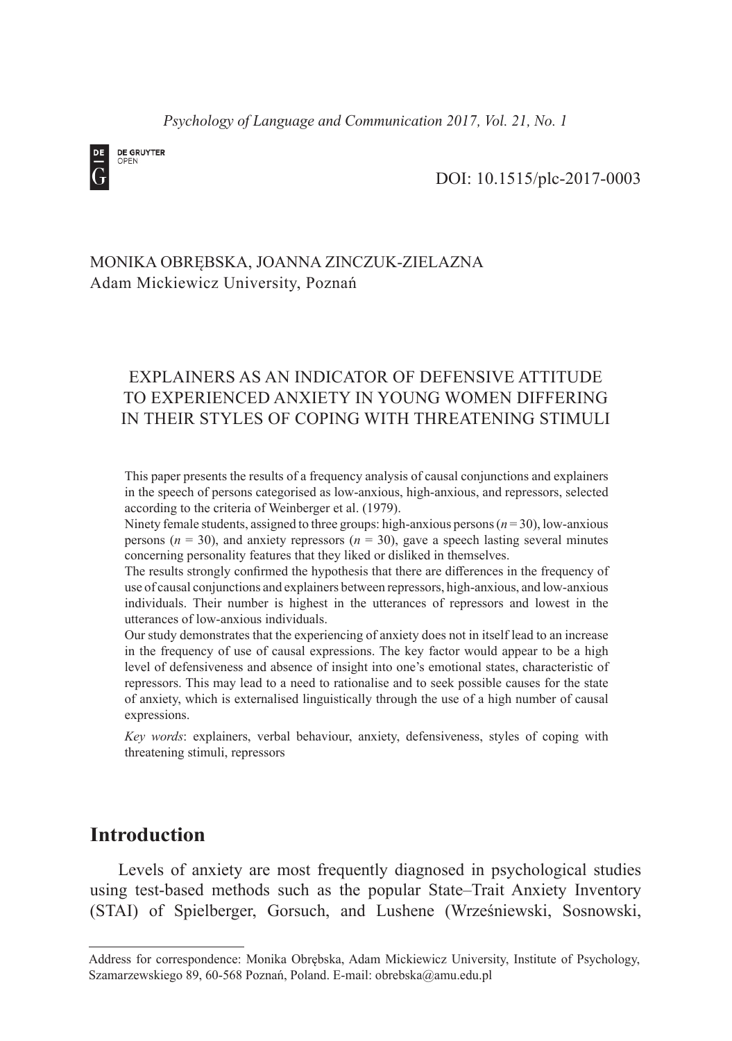*Psychology of Language and Communication 2017, Vol. 21, No. 1*

DOI: 10.1515/plc-2017-0003

MONIKA OBRĘBSKA, JOANNA ZINCZUK-ZIELAZNA
Adam Mickiewicz University, Poznań

# EXPLAINERS AS AN INDICATOR OF DEFENSIVE ATTITUDE TO EXPERIENCED ANXIETY IN YOUNG WOMEN DIFFERING IN THEIR STYLES OF COPING WITH THREATENING STIMULI

This paper presents the results of a frequency analysis of causal conjunctions and explainers in the speech of persons categorised as low-anxious, high-anxious, and repressors, selected according to the criteria of Weinberger et al. (1979).

Ninety female students, assigned to three groups: high-anxious persons ($n = 30$), low-anxious persons ($n = 30$), and anxiety repressors ($n = 30$), gave a speech lasting several minutes concerning personality features that they liked or disliked in themselves.

The results strongly confirmed the hypothesis that there are differences in the frequency of use of causal conjunctions and explainers between repressors, high-anxious, and low-anxious individuals. Their number is highest in the utterances of repressors and lowest in the utterances of low-anxious individuals.

Our study demonstrates that the experiencing of anxiety does not in itself lead to an increase in the frequency of use of causal expressions. The key factor would appear to be a high level of defensiveness and absence of insight into one's emotional states, characteristic of repressors. This may lead to a need to rationalise and to seek possible causes for the state of anxiety, which is externalised linguistically through the use of a high number of causal expressions.

*Key words*: explainers, verbal behaviour, anxiety, defensiveness, styles of coping with threatening stimuli, repressors

## Introduction

Levels of anxiety are most frequently diagnosed in psychological studies using test-based methods such as the popular State–Trait Anxiety Inventory (STAI) of Spielberger, Gorsuch, and Lushene (Wrześniewski, Sosnowski,

---

Address for correspondence: Monika Obrębska, Adam Mickiewicz University, Institute of Psychology, Szamarzewskiego 89, 60-568 Poznań, Poland. E-mail: obrebska@amu.edu.pl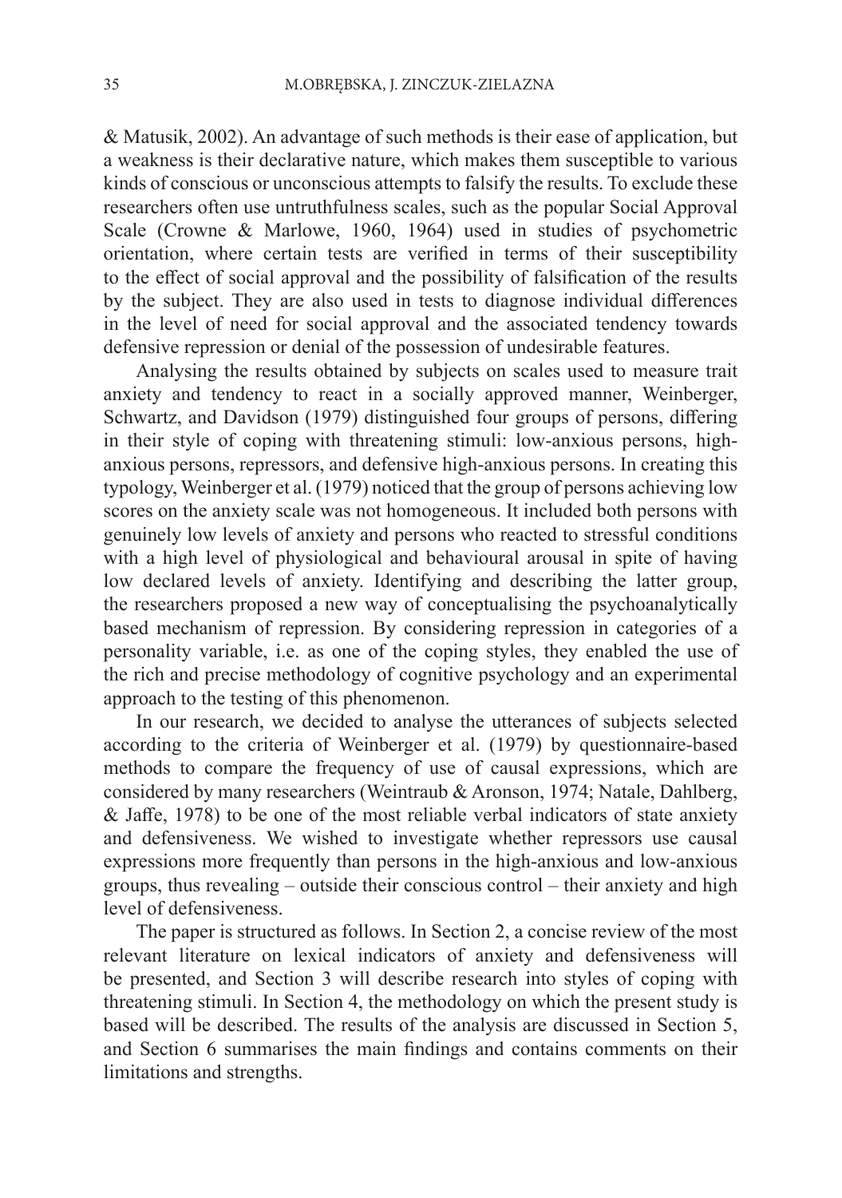& Matusik, 2002). An advantage of such methods is their ease of application, but a weakness is their declarative nature, which makes them susceptible to various kinds of conscious or unconscious attempts to falsify the results. To exclude these researchers often use untruthfulness scales, such as the popular Social Approval Scale (Crowne & Marlowe, 1960, 1964) used in studies of psychometric orientation, where certain tests are verified in terms of their susceptibility to the effect of social approval and the possibility of falsification of the results by the subject. They are also used in tests to diagnose individual differences in the level of need for social approval and the associated tendency towards defensive repression or denial of the possession of undesirable features.

Analysing the results obtained by subjects on scales used to measure trait anxiety and tendency to react in a socially approved manner, Weinberger, Schwartz, and Davidson (1979) distinguished four groups of persons, differing in their style of coping with threatening stimuli: low-anxious persons, high-anxious persons, repressors, and defensive high-anxious persons. In creating this typology, Weinberger et al. (1979) noticed that the group of persons achieving low scores on the anxiety scale was not homogeneous. It included both persons with genuinely low levels of anxiety and persons who reacted to stressful conditions with a high level of physiological and behavioural arousal in spite of having low declared levels of anxiety. Identifying and describing the latter group, the researchers proposed a new way of conceptualising the psychoanalytically based mechanism of repression. By considering repression in categories of a personality variable, i.e. as one of the coping styles, they enabled the use of the rich and precise methodology of cognitive psychology and an experimental approach to the testing of this phenomenon.

In our research, we decided to analyse the utterances of subjects selected according to the criteria of Weinberger et al. (1979) by questionnaire-based methods to compare the frequency of use of causal expressions, which are considered by many researchers (Weintraub & Aronson, 1974; Natale, Dahlberg, & Jaffe, 1978) to be one of the most reliable verbal indicators of state anxiety and defensiveness. We wished to investigate whether repressors use causal expressions more frequently than persons in the high-anxious and low-anxious groups, thus revealing – outside their conscious control – their anxiety and high level of defensiveness.

The paper is structured as follows. In Section 2, a concise review of the most relevant literature on lexical indicators of anxiety and defensiveness will be presented, and Section 3 will describe research into styles of coping with threatening stimuli. In Section 4, the methodology on which the present study is based will be described. The results of the analysis are discussed in Section 5, and Section 6 summarises the main findings and contains comments on their limitations and strengths.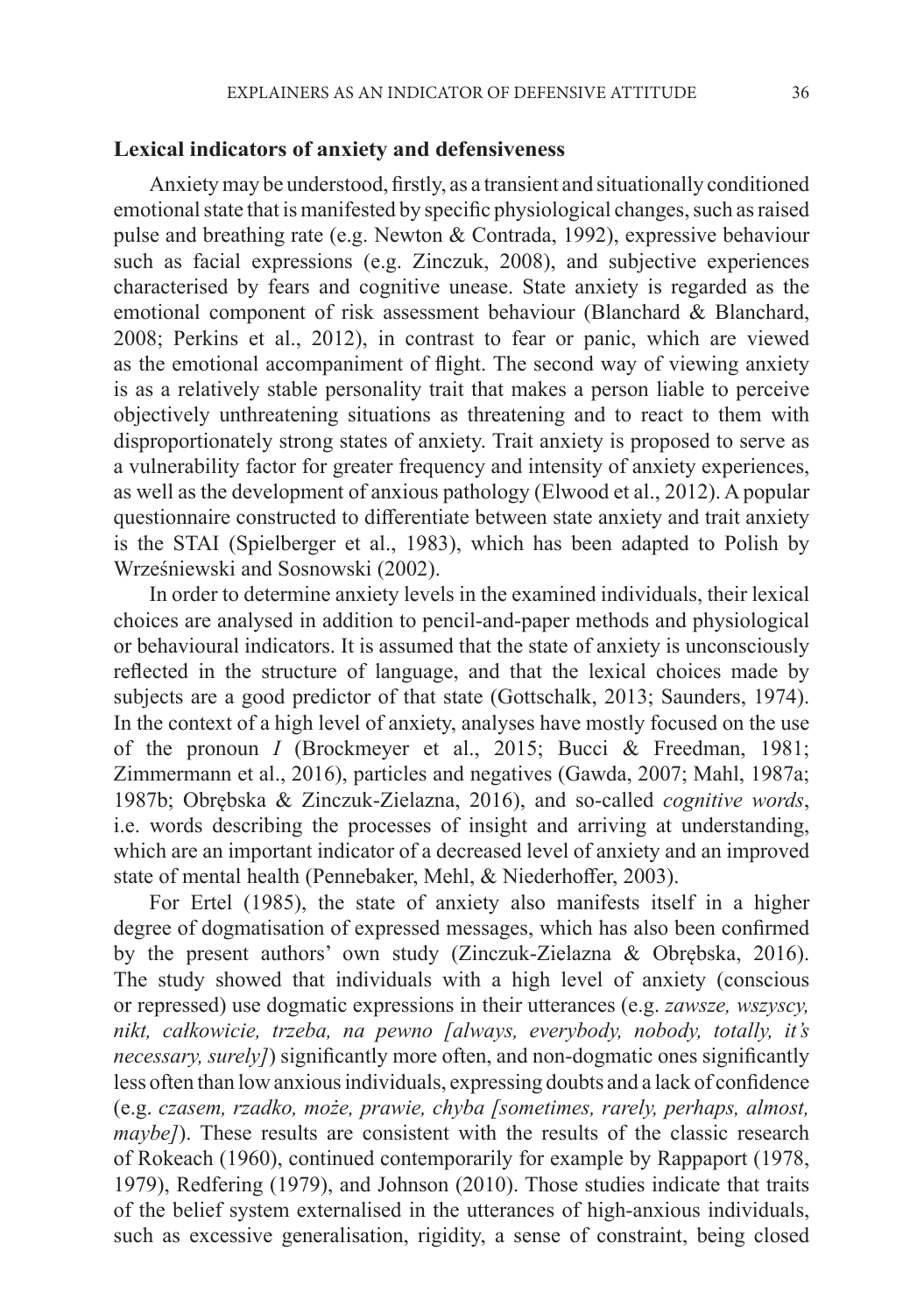## Lexical indicators of anxiety and defensiveness

Anxiety may be understood, firstly, as a transient and situationally conditioned emotional state that is manifested by specific physiological changes, such as raised pulse and breathing rate (e.g. Newton & Contrada, 1992), expressive behaviour such as facial expressions (e.g. Zinczuk, 2008), and subjective experiences characterised by fears and cognitive unease. State anxiety is regarded as the emotional component of risk assessment behaviour (Blanchard & Blanchard, 2008; Perkins et al., 2012), in contrast to fear or panic, which are viewed as the emotional accompaniment of flight. The second way of viewing anxiety is as a relatively stable personality trait that makes a person liable to perceive objectively unthreatening situations as threatening and to react to them with disproportionately strong states of anxiety. Trait anxiety is proposed to serve as a vulnerability factor for greater frequency and intensity of anxiety experiences, as well as the development of anxious pathology (Elwood et al., 2012). A popular questionnaire constructed to differentiate between state anxiety and trait anxiety is the STAI (Spielberger et al., 1983), which has been adapted to Polish by Wrześniewski and Sosnowski (2002).

In order to determine anxiety levels in the examined individuals, their lexical choices are analysed in addition to pencil-and-paper methods and physiological or behavioural indicators. It is assumed that the state of anxiety is unconsciously reflected in the structure of language, and that the lexical choices made by subjects are a good predictor of that state (Gottschalk, 2013; Saunders, 1974). In the context of a high level of anxiety, analyses have mostly focused on the use of the pronoun *I* (Brockmeyer et al., 2015; Bucci & Freedman, 1981; Zimmermann et al., 2016), particles and negatives (Gawda, 2007; Mahl, 1987a; 1987b; Obrębska & Zinczuk-Zielazna, 2016), and so-called *cognitive words*, i.e. words describing the processes of insight and arriving at understanding, which are an important indicator of a decreased level of anxiety and an improved state of mental health (Pennebaker, Mehl, & Niederhoffer, 2003).

For Ertel (1985), the state of anxiety also manifests itself in a higher degree of dogmatisation of expressed messages, which has also been confirmed by the present authors' own study (Zinczuk-Zielazna & Obrębska, 2016). The study showed that individuals with a high level of anxiety (conscious or repressed) use dogmatic expressions in their utterances (e.g. *zawsze, wszyscy, nikt, całkowicie, trzeba, na pewno [always, everybody, nobody, totally, it's necessary, surely]*) significantly more often, and non-dogmatic ones significantly less often than low anxious individuals, expressing doubts and a lack of confidence (e.g. *czasem, rzadko, może, prawie, chyba [sometimes, rarely, perhaps, almost, maybe]*). These results are consistent with the results of the classic research of Rokeach (1960), continued contemporarily for example by Rappaport (1978, 1979), Redfering (1979), and Johnson (2010). Those studies indicate that traits of the belief system externalised in the utterances of high-anxious individuals, such as excessive generalisation, rigidity, a sense of constraint, being closed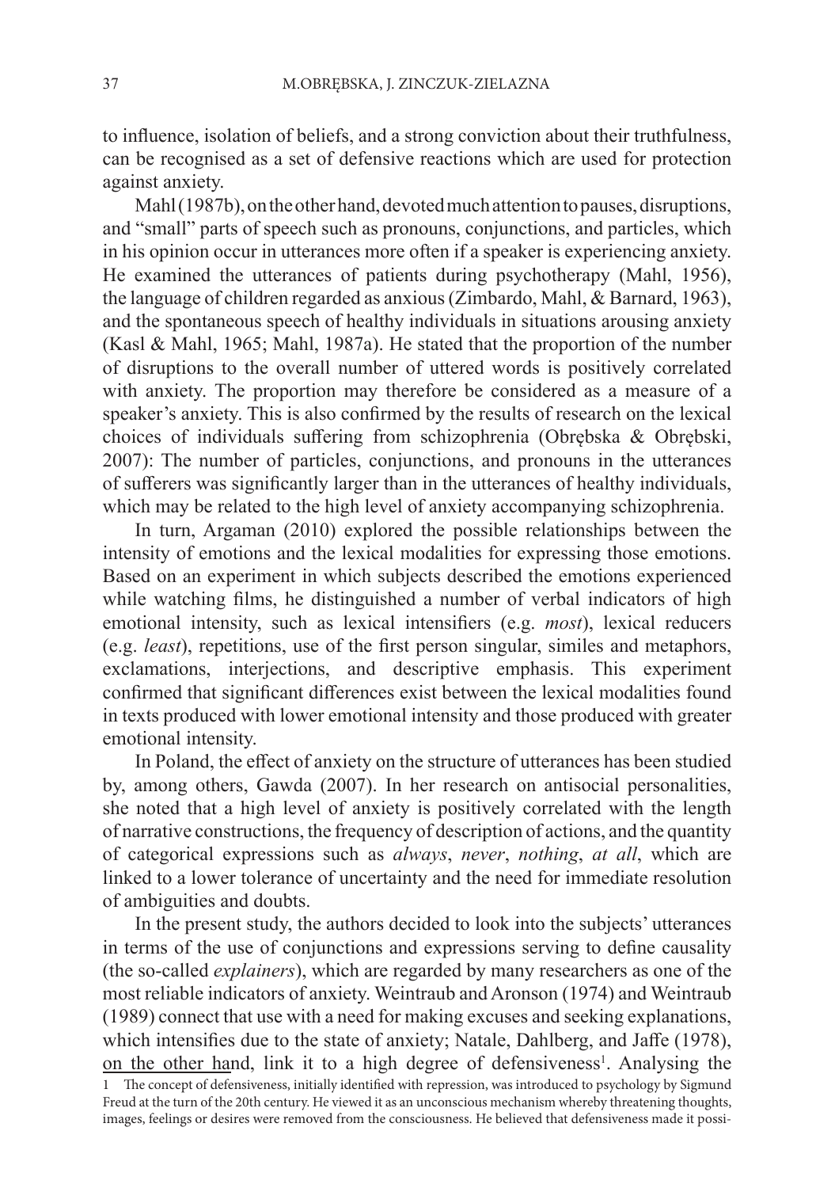to influence, isolation of beliefs, and a strong conviction about their truthfulness, can be recognised as a set of defensive reactions which are used for protection against anxiety.

Mahl (1987b), on the other hand, devoted much attention to pauses, disruptions, and "small" parts of speech such as pronouns, conjunctions, and particles, which in his opinion occur in utterances more often if a speaker is experiencing anxiety. He examined the utterances of patients during psychotherapy (Mahl, 1956), the language of children regarded as anxious (Zimbardo, Mahl, & Barnard, 1963), and the spontaneous speech of healthy individuals in situations arousing anxiety (Kasl & Mahl, 1965; Mahl, 1987a). He stated that the proportion of the number of disruptions to the overall number of uttered words is positively correlated with anxiety. The proportion may therefore be considered as a measure of a speaker's anxiety. This is also confirmed by the results of research on the lexical choices of individuals suffering from schizophrenia (Obrębska & Obrębski, 2007): The number of particles, conjunctions, and pronouns in the utterances of sufferers was significantly larger than in the utterances of healthy individuals, which may be related to the high level of anxiety accompanying schizophrenia.

In turn, Argaman (2010) explored the possible relationships between the intensity of emotions and the lexical modalities for expressing those emotions. Based on an experiment in which subjects described the emotions experienced while watching films, he distinguished a number of verbal indicators of high emotional intensity, such as lexical intensifiers (e.g. *most*), lexical reducers (e.g. *least*), repetitions, use of the first person singular, similes and metaphors, exclamations, interjections, and descriptive emphasis. This experiment confirmed that significant differences exist between the lexical modalities found in texts produced with lower emotional intensity and those produced with greater emotional intensity.

In Poland, the effect of anxiety on the structure of utterances has been studied by, among others, Gawda (2007). In her research on antisocial personalities, she noted that a high level of anxiety is positively correlated with the length of narrative constructions, the frequency of description of actions, and the quantity of categorical expressions such as *always*, *never*, *nothing*, *at all*, which are linked to a lower tolerance of uncertainty and the need for immediate resolution of ambiguities and doubts.

In the present study, the authors decided to look into the subjects' utterances in terms of the use of conjunctions and expressions serving to define causality (the so-called *explainers*), which are regarded by many researchers as one of the most reliable indicators of anxiety. Weintraub and Aronson (1974) and Weintraub (1989) connect that use with a need for making excuses and seeking explanations, which intensifies due to the state of anxiety; Natale, Dahlberg, and Jaffe (1978), on the other hand, link it to a high degree of defensiveness[1]. Analysing the

[1] The concept of defensiveness, initially identified with repression, was introduced to psychology by Sigmund Freud at the turn of the 20th century. He viewed it as an unconscious mechanism whereby threatening thoughts, images, feelings or desires were removed from the consciousness. He believed that defensiveness made it possi-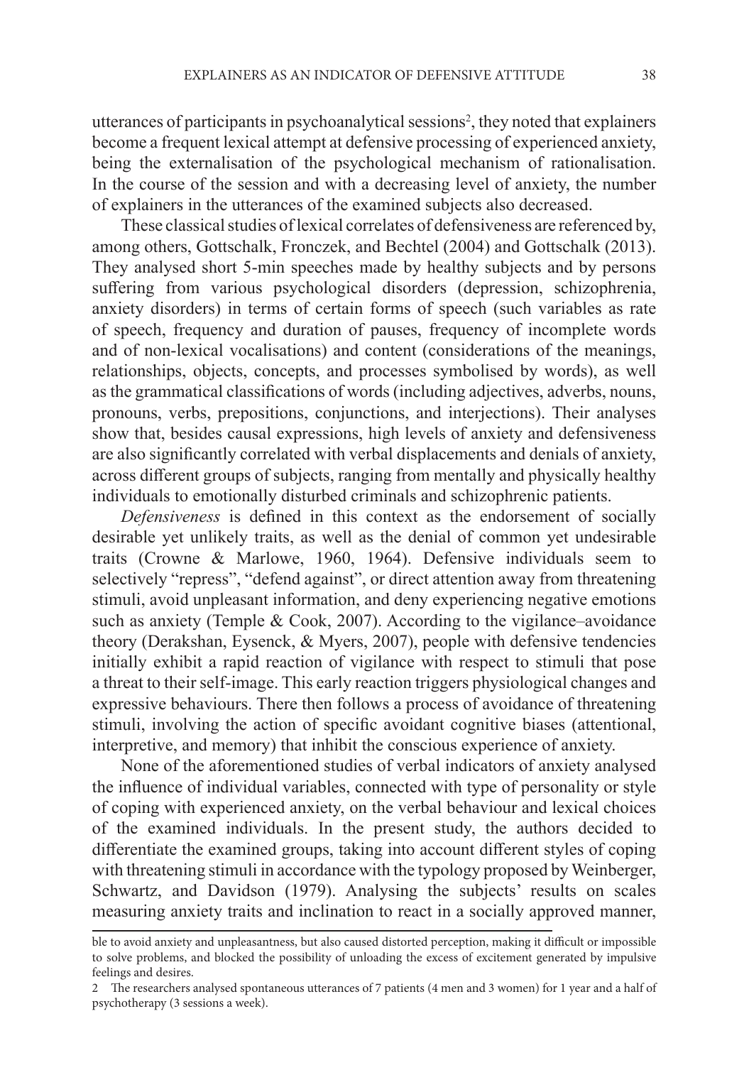utterances of participants in psychoanalytical sessions[2], they noted that explainers become a frequent lexical attempt at defensive processing of experienced anxiety, being the externalisation of the psychological mechanism of rationalisation. In the course of the session and with a decreasing level of anxiety, the number of explainers in the utterances of the examined subjects also decreased.

These classical studies of lexical correlates of defensiveness are referenced by, among others, Gottschalk, Fronczek, and Bechtel (2004) and Gottschalk (2013). They analysed short 5-min speeches made by healthy subjects and by persons suffering from various psychological disorders (depression, schizophrenia, anxiety disorders) in terms of certain forms of speech (such variables as rate of speech, frequency and duration of pauses, frequency of incomplete words and of non-lexical vocalisations) and content (considerations of the meanings, relationships, objects, concepts, and processes symbolised by words), as well as the grammatical classifications of words (including adjectives, adverbs, nouns, pronouns, verbs, prepositions, conjunctions, and interjections). Their analyses show that, besides causal expressions, high levels of anxiety and defensiveness are also significantly correlated with verbal displacements and denials of anxiety, across different groups of subjects, ranging from mentally and physically healthy individuals to emotionally disturbed criminals and schizophrenic patients.

*Defensiveness* is defined in this context as the endorsement of socially desirable yet unlikely traits, as well as the denial of common yet undesirable traits (Crowne & Marlowe, 1960, 1964). Defensive individuals seem to selectively "repress", "defend against", or direct attention away from threatening stimuli, avoid unpleasant information, and deny experiencing negative emotions such as anxiety (Temple & Cook, 2007). According to the vigilance–avoidance theory (Derakshan, Eysenck, & Myers, 2007), people with defensive tendencies initially exhibit a rapid reaction of vigilance with respect to stimuli that pose a threat to their self-image. This early reaction triggers physiological changes and expressive behaviours. There then follows a process of avoidance of threatening stimuli, involving the action of specific avoidant cognitive biases (attentional, interpretive, and memory) that inhibit the conscious experience of anxiety.

None of the aforementioned studies of verbal indicators of anxiety analysed the influence of individual variables, connected with type of personality or style of coping with experienced anxiety, on the verbal behaviour and lexical choices of the examined individuals. In the present study, the authors decided to differentiate the examined groups, taking into account different styles of coping with threatening stimuli in accordance with the typology proposed by Weinberger, Schwartz, and Davidson (1979). Analysing the subjects' results on scales measuring anxiety traits and inclination to react in a socially approved manner,

---

ble to avoid anxiety and unpleasantness, but also caused distorted perception, making it difficult or impossible to solve problems, and blocked the possibility of unloading the excess of excitement generated by impulsive feelings and desires.

2 The researchers analysed spontaneous utterances of 7 patients (4 men and 3 women) for 1 year and a half of psychotherapy (3 sessions a week).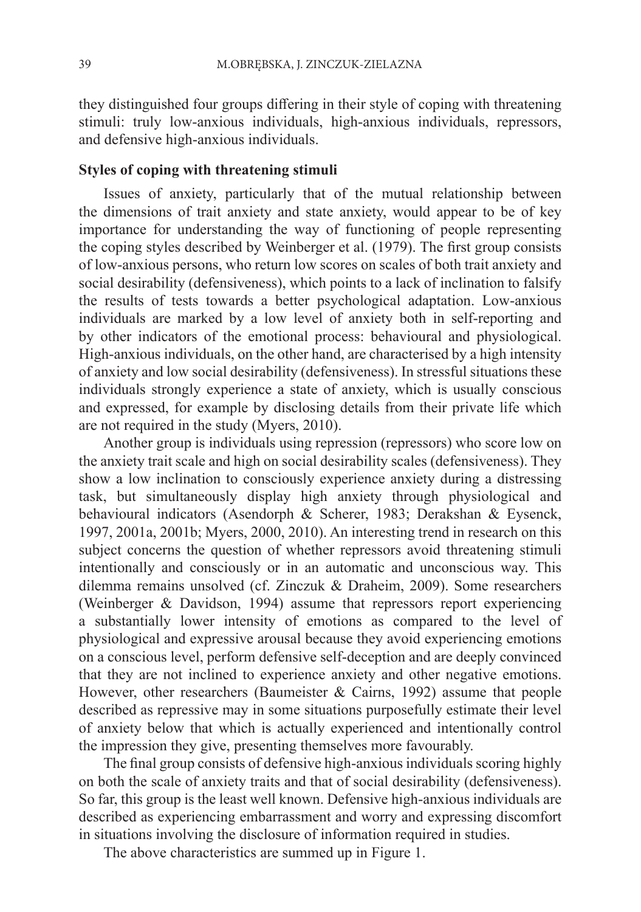they distinguished four groups differing in their style of coping with threatening stimuli: truly low-anxious individuals, high-anxious individuals, repressors, and defensive high-anxious individuals.

### Styles of coping with threatening stimuli

Issues of anxiety, particularly that of the mutual relationship between the dimensions of trait anxiety and state anxiety, would appear to be of key importance for understanding the way of functioning of people representing the coping styles described by Weinberger et al. (1979). The first group consists of low-anxious persons, who return low scores on scales of both trait anxiety and social desirability (defensiveness), which points to a lack of inclination to falsify the results of tests towards a better psychological adaptation. Low-anxious individuals are marked by a low level of anxiety both in self-reporting and by other indicators of the emotional process: behavioural and physiological. High-anxious individuals, on the other hand, are characterised by a high intensity of anxiety and low social desirability (defensiveness). In stressful situations these individuals strongly experience a state of anxiety, which is usually conscious and expressed, for example by disclosing details from their private life which are not required in the study (Myers, 2010).

Another group is individuals using repression (repressors) who score low on the anxiety trait scale and high on social desirability scales (defensiveness). They show a low inclination to consciously experience anxiety during a distressing task, but simultaneously display high anxiety through physiological and behavioural indicators (Asendorph & Scherer, 1983; Derakshan & Eysenck, 1997, 2001a, 2001b; Myers, 2000, 2010). An interesting trend in research on this subject concerns the question of whether repressors avoid threatening stimuli intentionally and consciously or in an automatic and unconscious way. This dilemma remains unsolved (cf. Zinczuk & Draheim, 2009). Some researchers (Weinberger & Davidson, 1994) assume that repressors report experiencing a substantially lower intensity of emotions as compared to the level of physiological and expressive arousal because they avoid experiencing emotions on a conscious level, perform defensive self-deception and are deeply convinced that they are not inclined to experience anxiety and other negative emotions. However, other researchers (Baumeister & Cairns, 1992) assume that people described as repressive may in some situations purposefully estimate their level of anxiety below that which is actually experienced and intentionally control the impression they give, presenting themselves more favourably.

The final group consists of defensive high-anxious individuals scoring highly on both the scale of anxiety traits and that of social desirability (defensiveness). So far, this group is the least well known. Defensive high-anxious individuals are described as experiencing embarrassment and worry and expressing discomfort in situations involving the disclosure of information required in studies.

The above characteristics are summed up in Figure 1.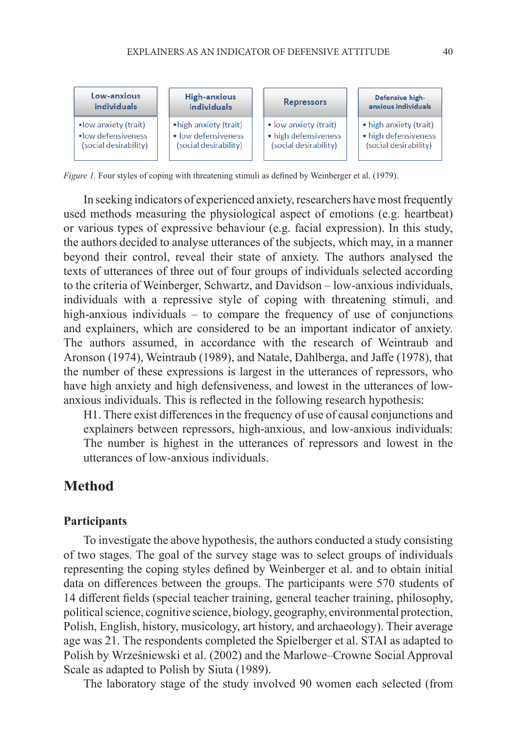| Low-anxious individuals | High-anxious individuals | Repressors | Defensive high-anxious individuals |
|---|---|---|---|
| • low anxiety (trait)<br>• low defensiveness (social desirability) | • high anxiety (trait)<br>• low defensiveness (social desirability) | • low anxiety (trait)<br>• high defensiveness (social desirability) | • high anxiety (trait)<br>• high defensiveness (social desirability) |

*Figure 1.* Four styles of coping with threatening stimuli as defined by Weinberger et al. (1979).

In seeking indicators of experienced anxiety, researchers have most frequently used methods measuring the physiological aspect of emotions (e.g. heartbeat) or various types of expressive behaviour (e.g. facial expression). In this study, the authors decided to analyse utterances of the subjects, which may, in a manner beyond their control, reveal their state of anxiety. The authors analysed the texts of utterances of three out of four groups of individuals selected according to the criteria of Weinberger, Schwartz, and Davidson – low-anxious individuals, individuals with a repressive style of coping with threatening stimuli, and high-anxious individuals – to compare the frequency of use of conjunctions and explainers, which are considered to be an important indicator of anxiety. The authors assumed, in accordance with the research of Weintraub and Aronson (1974), Weintraub (1989), and Natale, Dahlberga, and Jaffe (1978), that the number of these expressions is largest in the utterances of repressors, who have high anxiety and high defensiveness, and lowest in the utterances of low-anxious individuals. This is reflected in the following research hypothesis:

> H1. There exist differences in the frequency of use of causal conjunctions and explainers between repressors, high-anxious, and low-anxious individuals: The number is highest in the utterances of repressors and lowest in the utterances of low-anxious individuals.

# Method

## Participants

To investigate the above hypothesis, the authors conducted a study consisting of two stages. The goal of the survey stage was to select groups of individuals representing the coping styles defined by Weinberger et al. and to obtain initial data on differences between the groups. The participants were 570 students of 14 different fields (special teacher training, general teacher training, philosophy, political science, cognitive science, biology, geography, environmental protection, Polish, English, history, musicology, art history, and archaeology). Their average age was 21. The respondents completed the Spielberger et al. STAI as adapted to Polish by Wrześniewski et al. (2002) and the Marlowe–Crowne Social Approval Scale as adapted to Polish by Siuta (1989).

The laboratory stage of the study involved 90 women each selected (from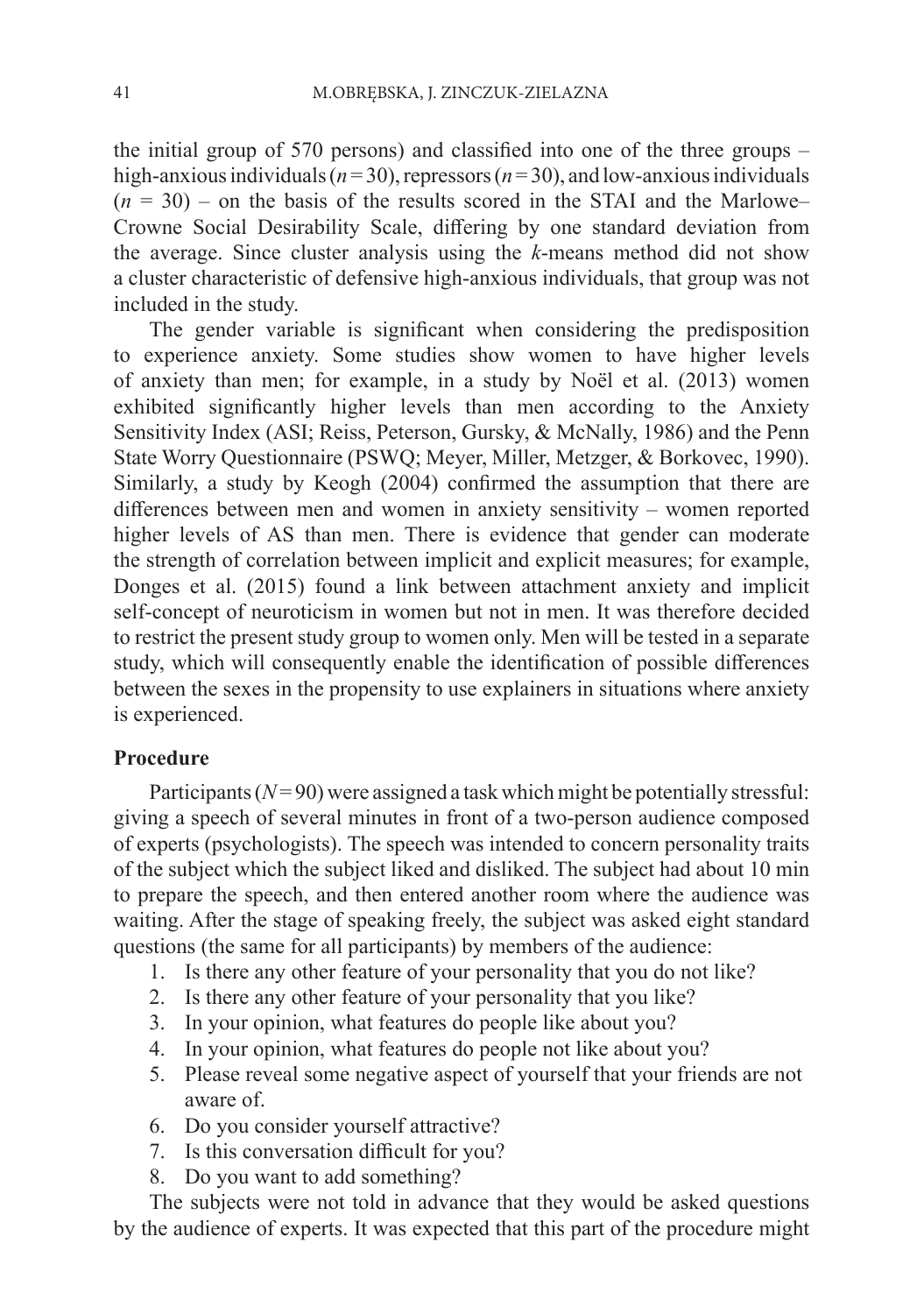the initial group of 570 persons) and classified into one of the three groups – high-anxious individuals ($n = 30$), repressors ($n = 30$), and low-anxious individuals ($n = 30$) – on the basis of the results scored in the STAI and the Marlowe–Crowne Social Desirability Scale, differing by one standard deviation from the average. Since cluster analysis using the *k*-means method did not show a cluster characteristic of defensive high-anxious individuals, that group was not included in the study.

The gender variable is significant when considering the predisposition to experience anxiety. Some studies show women to have higher levels of anxiety than men; for example, in a study by Noël et al. (2013) women exhibited significantly higher levels than men according to the Anxiety Sensitivity Index (ASI; Reiss, Peterson, Gursky, & McNally, 1986) and the Penn State Worry Questionnaire (PSWQ; Meyer, Miller, Metzger, & Borkovec, 1990). Similarly, a study by Keogh (2004) confirmed the assumption that there are differences between men and women in anxiety sensitivity – women reported higher levels of AS than men. There is evidence that gender can moderate the strength of correlation between implicit and explicit measures; for example, Donges et al. (2015) found a link between attachment anxiety and implicit self-concept of neuroticism in women but not in men. It was therefore decided to restrict the present study group to women only. Men will be tested in a separate study, which will consequently enable the identification of possible differences between the sexes in the propensity to use explainers in situations where anxiety is experienced.

**Procedure**

Participants ($N = 90$) were assigned a task which might be potentially stressful: giving a speech of several minutes in front of a two-person audience composed of experts (psychologists). The speech was intended to concern personality traits of the subject which the subject liked and disliked. The subject had about 10 min to prepare the speech, and then entered another room where the audience was waiting. After the stage of speaking freely, the subject was asked eight standard questions (the same for all participants) by members of the audience:

1. Is there any other feature of your personality that you do not like?
2. Is there any other feature of your personality that you like?
3. In your opinion, what features do people like about you?
4. In your opinion, what features do people not like about you?
5. Please reveal some negative aspect of yourself that your friends are not aware of.
6. Do you consider yourself attractive?
7. Is this conversation difficult for you?
8. Do you want to add something?

The subjects were not told in advance that they would be asked questions by the audience of experts. It was expected that this part of the procedure might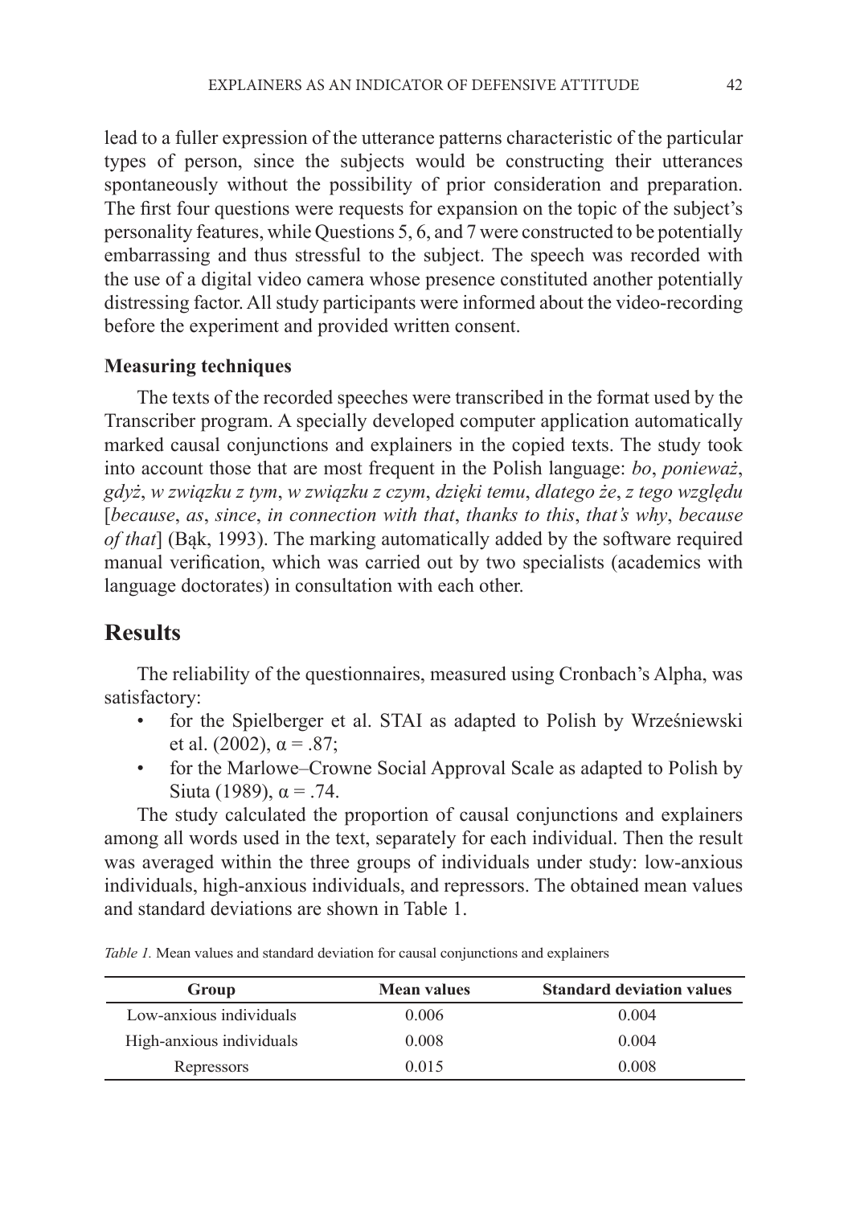lead to a fuller expression of the utterance patterns characteristic of the particular types of person, since the subjects would be constructing their utterances spontaneously without the possibility of prior consideration and preparation. The first four questions were requests for expansion on the topic of the subject's personality features, while Questions 5, 6, and 7 were constructed to be potentially embarrassing and thus stressful to the subject. The speech was recorded with the use of a digital video camera whose presence constituted another potentially distressing factor. All study participants were informed about the video-recording before the experiment and provided written consent.

### Measuring techniques

The texts of the recorded speeches were transcribed in the format used by the Transcriber program. A specially developed computer application automatically marked causal conjunctions and explainers in the copied texts. The study took into account those that are most frequent in the Polish language: *bo*, *ponieważ*, *gdyż*, *w związku z tym*, *w związku z czym*, *dzięki temu*, *dlatego że*, *z tego względu* [*because*, *as*, *since*, *in connection with that*, *thanks to this*, *that's why*, *because of that*] (Bąk, 1993). The marking automatically added by the software required manual verification, which was carried out by two specialists (academics with language doctorates) in consultation with each other.

## Results

The reliability of the questionnaires, measured using Cronbach's Alpha, was satisfactory:

- for the Spielberger et al. STAI as adapted to Polish by Wrześniewski et al. (2002), $\alpha = .87$;
- for the Marlowe–Crowne Social Approval Scale as adapted to Polish by Siuta (1989), $\alpha = .74$.

The study calculated the proportion of causal conjunctions and explainers among all words used in the text, separately for each individual. Then the result was averaged within the three groups of individuals under study: low-anxious individuals, high-anxious individuals, and repressors. The obtained mean values and standard deviations are shown in Table 1.

*Table 1.* Mean values and standard deviation for causal conjunctions and explainers

| Group | Mean values | Standard deviation values |
|---|---|---|
| Low-anxious individuals | 0.006 | 0.004 |
| High-anxious individuals | 0.008 | 0.004 |
| Repressors | 0.015 | 0.008 |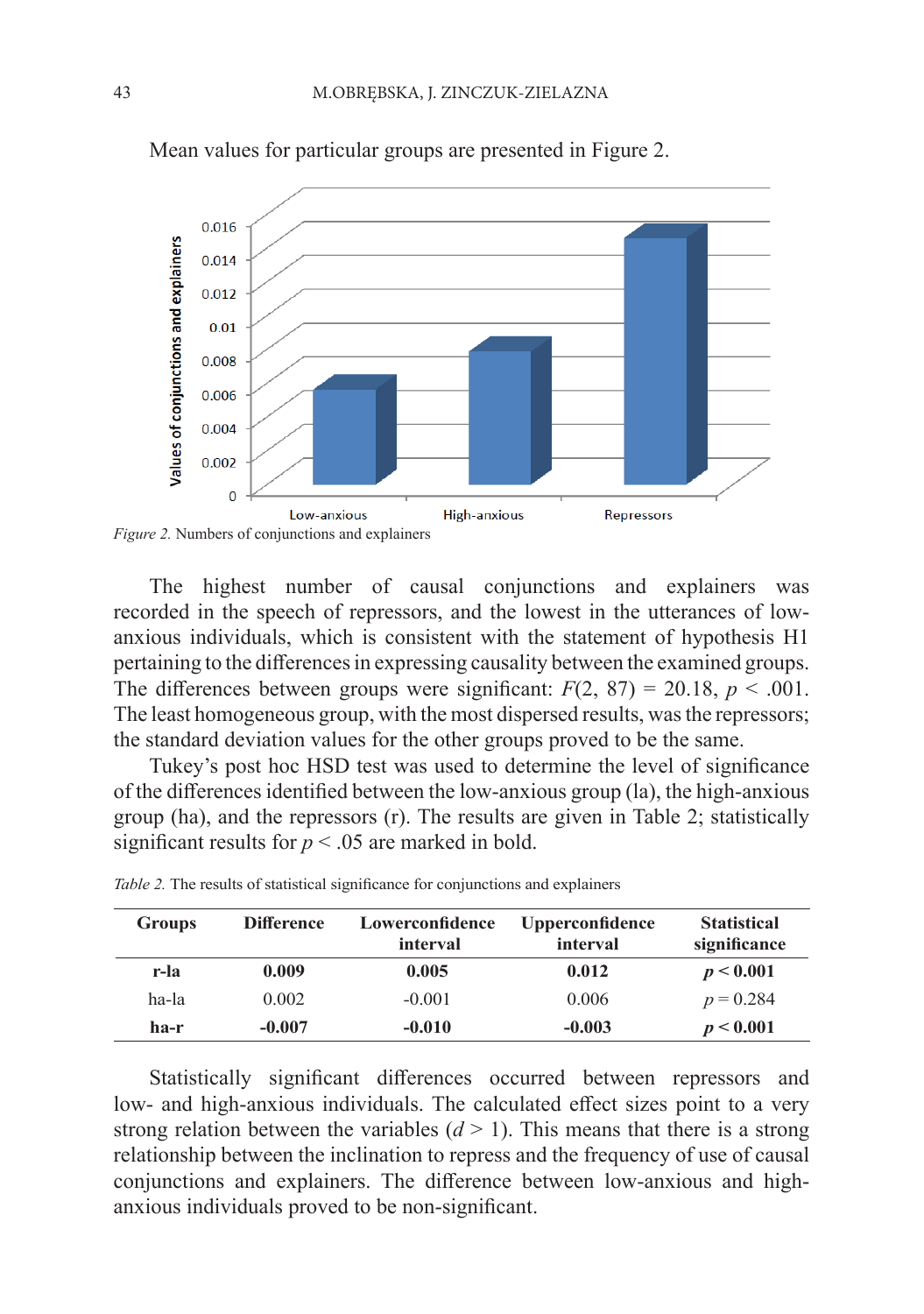Mean values for particular groups are presented in Figure 2.

*Figure 2.* Numbers of conjunctions and explainers

The highest number of causal conjunctions and explainers was recorded in the speech of repressors, and the lowest in the utterances of low-anxious individuals, which is consistent with the statement of hypothesis H1 pertaining to the differences in expressing causality between the examined groups. The differences between groups were significant: $F(2, 87) = 20.18$, $p < .001$. The least homogeneous group, with the most dispersed results, was the repressors; the standard deviation values for the other groups proved to be the same.

Tukey's post hoc HSD test was used to determine the level of significance of the differences identified between the low-anxious group (la), the high-anxious group (ha), and the repressors (r). The results are given in Table 2; statistically significant results for $p < .05$ are marked in bold.

*Table 2.* The results of statistical significance for conjunctions and explainers

| Groups | Difference | Lowerconfidence interval | Upperconfidence interval | Statistical significance |
|---|---|---|---|---|
| **r-la** | **0.009** | **0.005** | **0.012** | $\boldsymbol{p < 0.001}$ |
| ha-la | 0.002 | -0.001 | 0.006 | $p = 0.284$ |
| **ha-r** | **-0.007** | **-0.010** | **-0.003** | $\boldsymbol{p < 0.001}$ |

Statistically significant differences occurred between repressors and low- and high-anxious individuals. The calculated effect sizes point to a very strong relation between the variables ($d > 1$). This means that there is a strong relationship between the inclination to repress and the frequency of use of causal conjunctions and explainers. The difference between low-anxious and high-anxious individuals proved to be non-significant.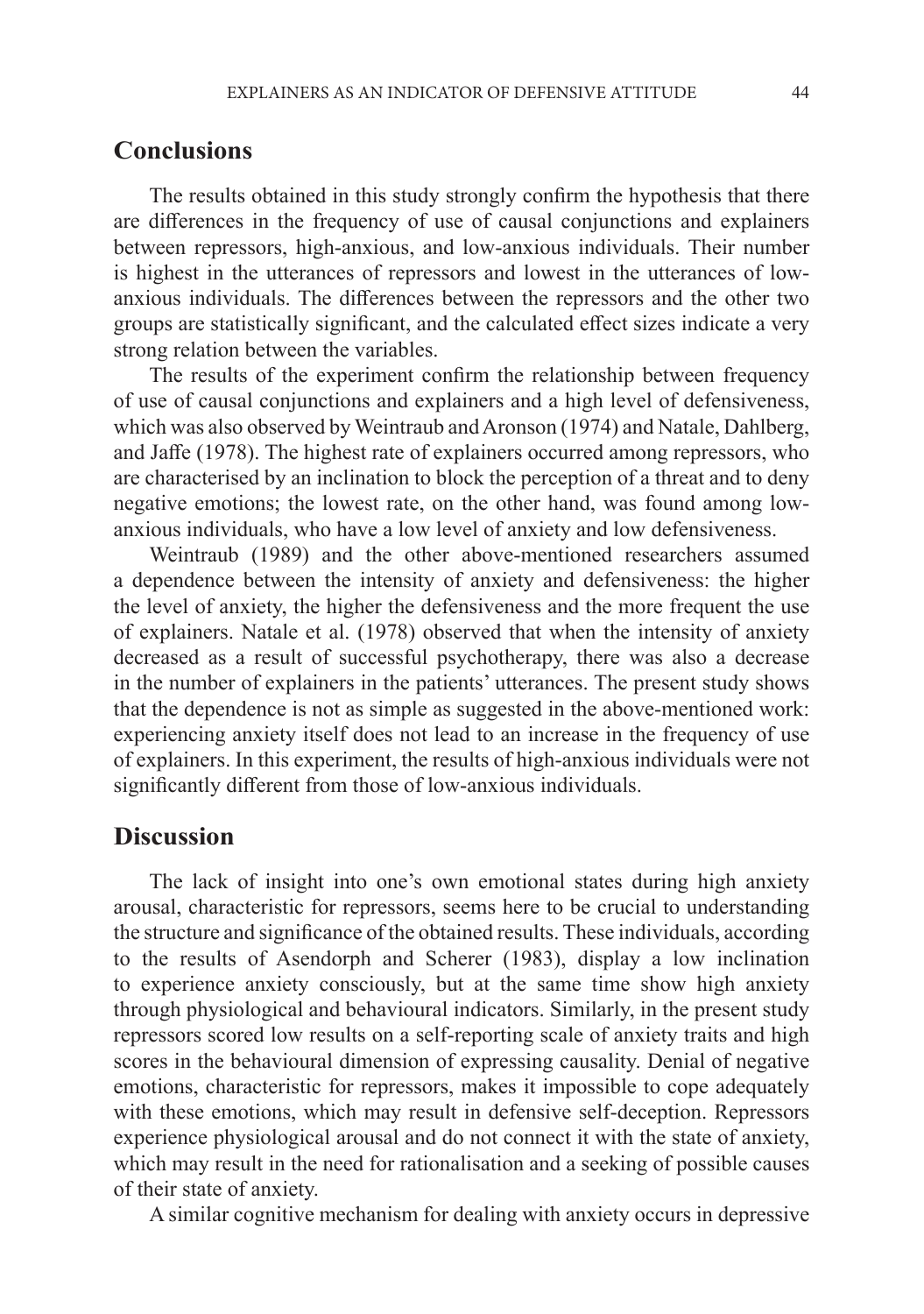## Conclusions

The results obtained in this study strongly confirm the hypothesis that there are differences in the frequency of use of causal conjunctions and explainers between repressors, high-anxious, and low-anxious individuals. Their number is highest in the utterances of repressors and lowest in the utterances of low-anxious individuals. The differences between the repressors and the other two groups are statistically significant, and the calculated effect sizes indicate a very strong relation between the variables.

The results of the experiment confirm the relationship between frequency of use of causal conjunctions and explainers and a high level of defensiveness, which was also observed by Weintraub and Aronson (1974) and Natale, Dahlberg, and Jaffe (1978). The highest rate of explainers occurred among repressors, who are characterised by an inclination to block the perception of a threat and to deny negative emotions; the lowest rate, on the other hand, was found among low-anxious individuals, who have a low level of anxiety and low defensiveness.

Weintraub (1989) and the other above-mentioned researchers assumed a dependence between the intensity of anxiety and defensiveness: the higher the level of anxiety, the higher the defensiveness and the more frequent the use of explainers. Natale et al. (1978) observed that when the intensity of anxiety decreased as a result of successful psychotherapy, there was also a decrease in the number of explainers in the patients' utterances. The present study shows that the dependence is not as simple as suggested in the above-mentioned work: experiencing anxiety itself does not lead to an increase in the frequency of use of explainers. In this experiment, the results of high-anxious individuals were not significantly different from those of low-anxious individuals.

## Discussion

The lack of insight into one's own emotional states during high anxiety arousal, characteristic for repressors, seems here to be crucial to understanding the structure and significance of the obtained results. These individuals, according to the results of Asendorph and Scherer (1983), display a low inclination to experience anxiety consciously, but at the same time show high anxiety through physiological and behavioural indicators. Similarly, in the present study repressors scored low results on a self-reporting scale of anxiety traits and high scores in the behavioural dimension of expressing causality. Denial of negative emotions, characteristic for repressors, makes it impossible to cope adequately with these emotions, which may result in defensive self-deception. Repressors experience physiological arousal and do not connect it with the state of anxiety, which may result in the need for rationalisation and a seeking of possible causes of their state of anxiety.

A similar cognitive mechanism for dealing with anxiety occurs in depressive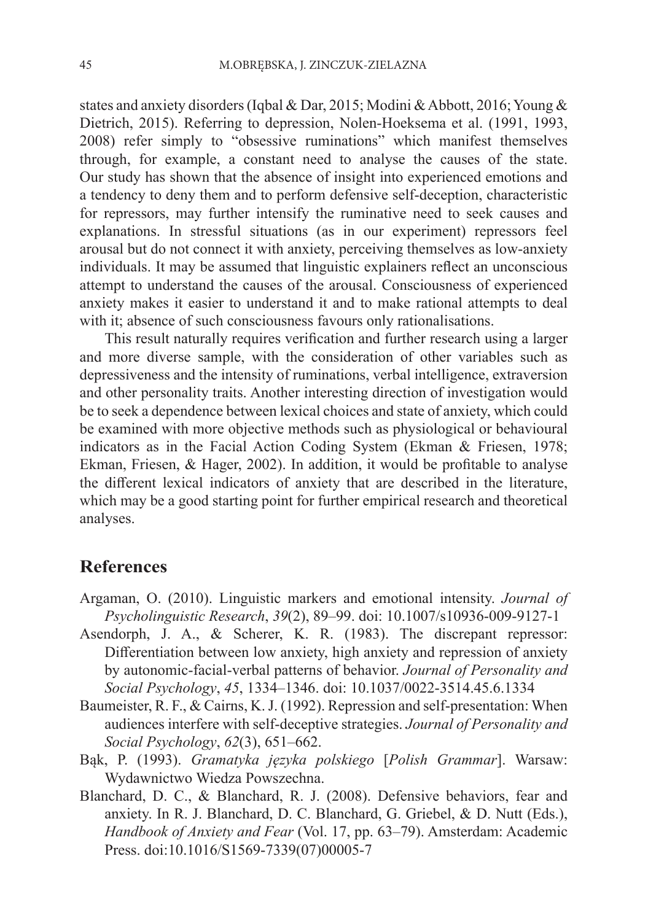states and anxiety disorders (Iqbal & Dar, 2015; Modini & Abbott, 2016; Young & Dietrich, 2015). Referring to depression, Nolen-Hoeksema et al. (1991, 1993, 2008) refer simply to "obsessive ruminations" which manifest themselves through, for example, a constant need to analyse the causes of the state. Our study has shown that the absence of insight into experienced emotions and a tendency to deny them and to perform defensive self-deception, characteristic for repressors, may further intensify the ruminative need to seek causes and explanations. In stressful situations (as in our experiment) repressors feel arousal but do not connect it with anxiety, perceiving themselves as low-anxiety individuals. It may be assumed that linguistic explainers reflect an unconscious attempt to understand the causes of the arousal. Consciousness of experienced anxiety makes it easier to understand it and to make rational attempts to deal with it; absence of such consciousness favours only rationalisations.

This result naturally requires verification and further research using a larger and more diverse sample, with the consideration of other variables such as depressiveness and the intensity of ruminations, verbal intelligence, extraversion and other personality traits. Another interesting direction of investigation would be to seek a dependence between lexical choices and state of anxiety, which could be examined with more objective methods such as physiological or behavioural indicators as in the Facial Action Coding System (Ekman & Friesen, 1978; Ekman, Friesen, & Hager, 2002). In addition, it would be profitable to analyse the different lexical indicators of anxiety that are described in the literature, which may be a good starting point for further empirical research and theoretical analyses.

## References

Argaman, O. (2010). Linguistic markers and emotional intensity. *Journal of Psycholinguistic Research*, *39*(2), 89–99. doi: 10.1007/s10936-009-9127-1

Asendorph, J. A., & Scherer, K. R. (1983). The discrepant repressor: Differentiation between low anxiety, high anxiety and repression of anxiety by autonomic-facial-verbal patterns of behavior. *Journal of Personality and Social Psychology*, *45*, 1334–1346. doi: 10.1037/0022-3514.45.6.1334

Baumeister, R. F., & Cairns, K. J. (1992). Repression and self-presentation: When audiences interfere with self-deceptive strategies. *Journal of Personality and Social Psychology*, *62*(3), 651–662.

Bąk, P. (1993). *Gramatyka języka polskiego* [*Polish Grammar*]. Warsaw: Wydawnictwo Wiedza Powszechna.

Blanchard, D. C., & Blanchard, R. J. (2008). Defensive behaviors, fear and anxiety. In R. J. Blanchard, D. C. Blanchard, G. Griebel, & D. Nutt (Eds.), *Handbook of Anxiety and Fear* (Vol. 17, pp. 63–79). Amsterdam: Academic Press. doi:10.1016/S1569-7339(07)00005-7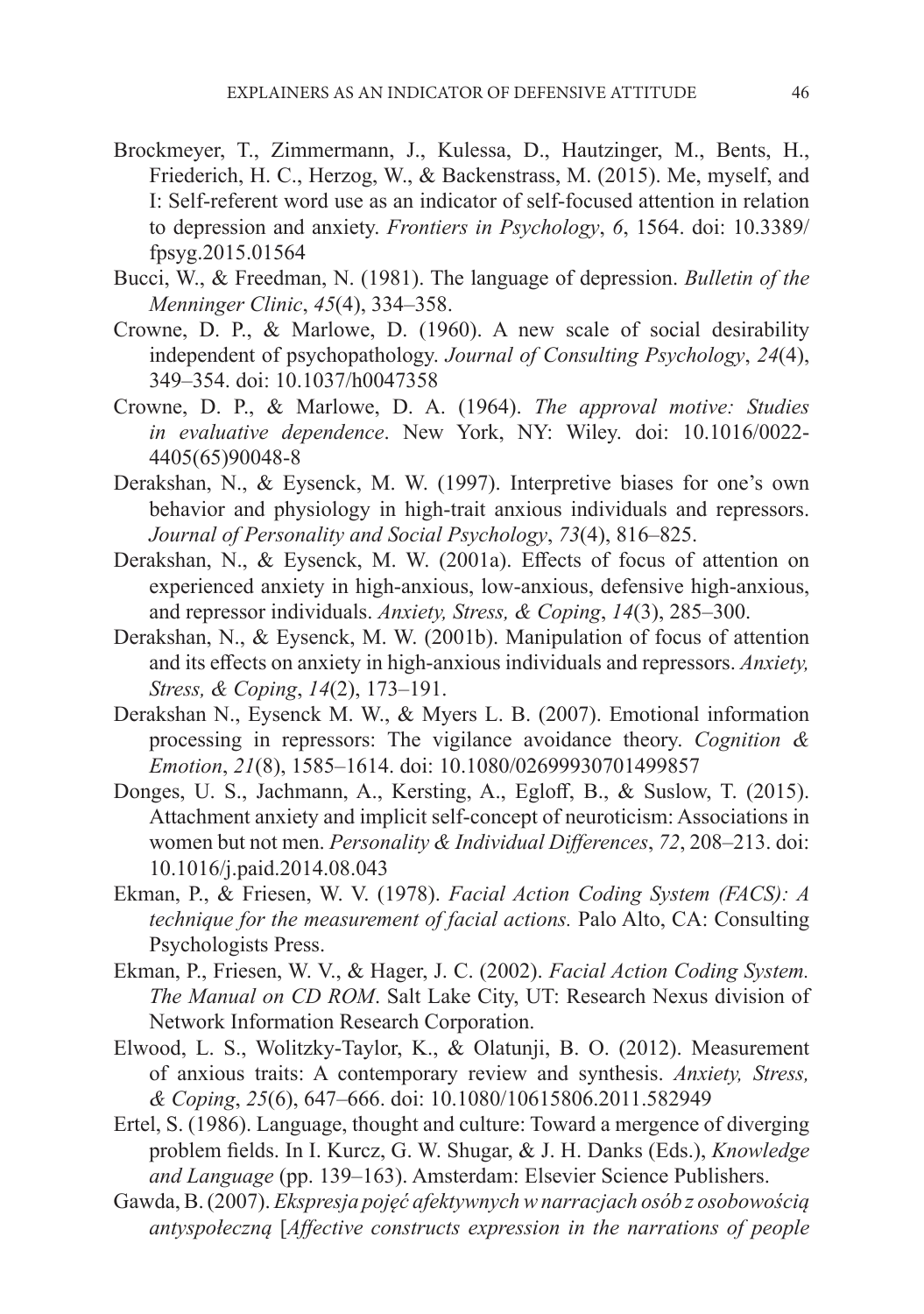Brockmeyer, T., Zimmermann, J., Kulessa, D., Hautzinger, M., Bents, H., Friederich, H. C., Herzog, W., & Backenstrass, M. (2015). Me, myself, and I: Self-referent word use as an indicator of self-focused attention in relation to depression and anxiety. *Frontiers in Psychology*, *6*, 1564. doi: 10.3389/fpsyg.2015.01564

Bucci, W., & Freedman, N. (1981). The language of depression. *Bulletin of the Menninger Clinic*, *45*(4), 334–358.

Crowne, D. P., & Marlowe, D. (1960). A new scale of social desirability independent of psychopathology. *Journal of Consulting Psychology*, *24*(4), 349–354. doi: 10.1037/h0047358

Crowne, D. P., & Marlowe, D. A. (1964). *The approval motive: Studies in evaluative dependence*. New York, NY: Wiley. doi: 10.1016/0022-4405(65)90048-8

Derakshan, N., & Eysenck, M. W. (1997). Interpretive biases for one's own behavior and physiology in high-trait anxious individuals and repressors. *Journal of Personality and Social Psychology*, *73*(4), 816–825.

Derakshan, N., & Eysenck, M. W. (2001a). Effects of focus of attention on experienced anxiety in high-anxious, low-anxious, defensive high-anxious, and repressor individuals. *Anxiety, Stress, & Coping*, *14*(3), 285–300.

Derakshan, N., & Eysenck, M. W. (2001b). Manipulation of focus of attention and its effects on anxiety in high-anxious individuals and repressors. *Anxiety, Stress, & Coping*, *14*(2), 173–191.

Derakshan N., Eysenck M. W., & Myers L. B. (2007). Emotional information processing in repressors: The vigilance avoidance theory. *Cognition & Emotion*, *21*(8), 1585–1614. doi: 10.1080/02699930701499857

Donges, U. S., Jachmann, A., Kersting, A., Egloff, B., & Suslow, T. (2015). Attachment anxiety and implicit self-concept of neuroticism: Associations in women but not men. *Personality & Individual Differences*, *72*, 208–213. doi: 10.1016/j.paid.2014.08.043

Ekman, P., & Friesen, W. V. (1978). *Facial Action Coding System (FACS): A technique for the measurement of facial actions.* Palo Alto, CA: Consulting Psychologists Press.

Ekman, P., Friesen, W. V., & Hager, J. C. (2002). *Facial Action Coding System. The Manual on CD ROM*. Salt Lake City, UT: Research Nexus division of Network Information Research Corporation.

Elwood, L. S., Wolitzky-Taylor, K., & Olatunji, B. O. (2012). Measurement of anxious traits: A contemporary review and synthesis. *Anxiety, Stress, & Coping*, *25*(6), 647–666. doi: 10.1080/10615806.2011.582949

Ertel, S. (1986). Language, thought and culture: Toward a mergence of diverging problem fields. In I. Kurcz, G. W. Shugar, & J. H. Danks (Eds.), *Knowledge and Language* (pp. 139–163). Amsterdam: Elsevier Science Publishers.

Gawda, B. (2007). *Ekspresja pojęć afektywnych w narracjach osób z osobowością antyspołeczną* [*Affective constructs expression in the narrations of people*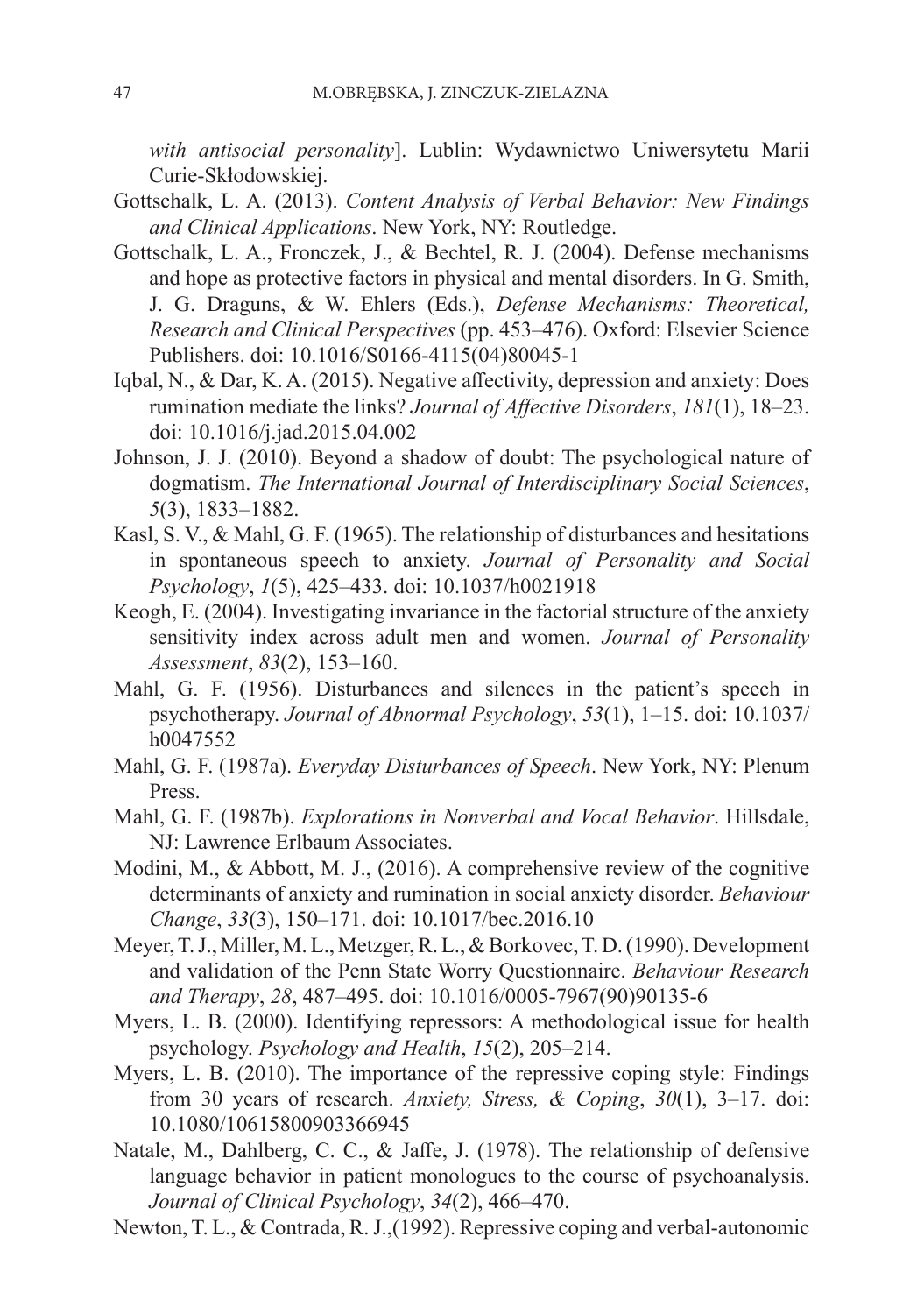*with antisocial personality*]. Lublin: Wydawnictwo Uniwersytetu Marii Curie-Skłodowskiej.

Gottschalk, L. A. (2013). *Content Analysis of Verbal Behavior: New Findings and Clinical Applications*. New York, NY: Routledge.

Gottschalk, L. A., Fronczek, J., & Bechtel, R. J. (2004). Defense mechanisms and hope as protective factors in physical and mental disorders. In G. Smith, J. G. Draguns, & W. Ehlers (Eds.), *Defense Mechanisms: Theoretical, Research and Clinical Perspectives* (pp. 453–476). Oxford: Elsevier Science Publishers. doi: 10.1016/S0166-4115(04)80045-1

Iqbal, N., & Dar, K. A. (2015). Negative affectivity, depression and anxiety: Does rumination mediate the links? *Journal of Affective Disorders*, *181*(1), 18–23. doi: 10.1016/j.jad.2015.04.002

Johnson, J. J. (2010). Beyond a shadow of doubt: The psychological nature of dogmatism. *The International Journal of Interdisciplinary Social Sciences*, *5*(3), 1833–1882.

Kasl, S. V., & Mahl, G. F. (1965). The relationship of disturbances and hesitations in spontaneous speech to anxiety. *Journal of Personality and Social Psychology*, *1*(5), 425–433. doi: 10.1037/h0021918

Keogh, E. (2004). Investigating invariance in the factorial structure of the anxiety sensitivity index across adult men and women. *Journal of Personality Assessment*, *83*(2), 153–160.

Mahl, G. F. (1956). Disturbances and silences in the patient's speech in psychotherapy. *Journal of Abnormal Psychology*, *53*(1), 1–15. doi: 10.1037/h0047552

Mahl, G. F. (1987a). *Everyday Disturbances of Speech*. New York, NY: Plenum Press.

Mahl, G. F. (1987b). *Explorations in Nonverbal and Vocal Behavior*. Hillsdale, NJ: Lawrence Erlbaum Associates.

Modini, M., & Abbott, M. J., (2016). A comprehensive review of the cognitive determinants of anxiety and rumination in social anxiety disorder. *Behaviour Change*, *33*(3), 150–171. doi: 10.1017/bec.2016.10

Meyer, T. J., Miller, M. L., Metzger, R. L., & Borkovec, T. D. (1990). Development and validation of the Penn State Worry Questionnaire. *Behaviour Research and Therapy*, *28*, 487–495. doi: 10.1016/0005-7967(90)90135-6

Myers, L. B. (2000). Identifying repressors: A methodological issue for health psychology. *Psychology and Health*, *15*(2), 205–214.

Myers, L. B. (2010). The importance of the repressive coping style: Findings from 30 years of research. *Anxiety, Stress, & Coping*, *30*(1), 3–17. doi: 10.1080/10615800903366945

Natale, M., Dahlberg, C. C., & Jaffe, J. (1978). The relationship of defensive language behavior in patient monologues to the course of psychoanalysis. *Journal of Clinical Psychology*, *34*(2), 466–470.

Newton, T. L., & Contrada, R. J.,(1992). Repressive coping and verbal-autonomic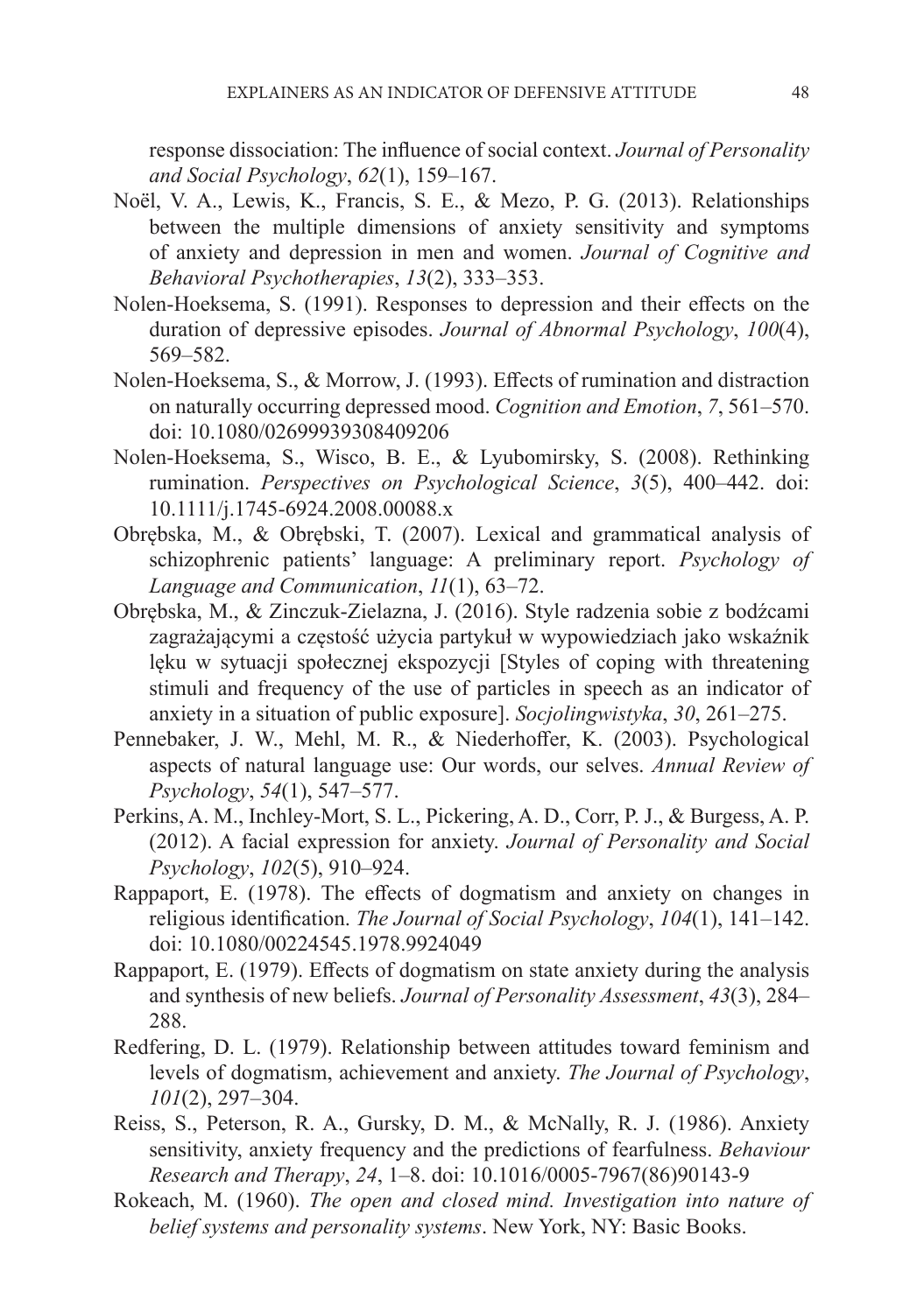response dissociation: The influence of social context. *Journal of Personality and Social Psychology*, *62*(1), 159–167.

Noël, V. A., Lewis, K., Francis, S. E., & Mezo, P. G. (2013). Relationships between the multiple dimensions of anxiety sensitivity and symptoms of anxiety and depression in men and women. *Journal of Cognitive and Behavioral Psychotherapies*, *13*(2), 333–353.

Nolen-Hoeksema, S. (1991). Responses to depression and their effects on the duration of depressive episodes. *Journal of Abnormal Psychology*, *100*(4), 569–582.

Nolen-Hoeksema, S., & Morrow, J. (1993). Effects of rumination and distraction on naturally occurring depressed mood. *Cognition and Emotion*, *7*, 561–570. doi: 10.1080/02699939308409206

Nolen-Hoeksema, S., Wisco, B. E., & Lyubomirsky, S. (2008). Rethinking rumination. *Perspectives on Psychological Science*, *3*(5), 400–442. doi: 10.1111/j.1745-6924.2008.00088.x

Obrębska, M., & Obrębski, T. (2007). Lexical and grammatical analysis of schizophrenic patients' language: A preliminary report. *Psychology of Language and Communication*, *11*(1), 63–72.

Obrębska, M., & Zinczuk-Zielazna, J. (2016). Style radzenia sobie z bodźcami zagrażającymi a częstość użycia partykuł w wypowiedziach jako wskaźnik lęku w sytuacji społecznej ekspozycji [Styles of coping with threatening stimuli and frequency of the use of particles in speech as an indicator of anxiety in a situation of public exposure]. *Socjolingwistyka*, *30*, 261–275.

Pennebaker, J. W., Mehl, M. R., & Niederhoffer, K. (2003). Psychological aspects of natural language use: Our words, our selves. *Annual Review of Psychology*, *54*(1), 547–577.

Perkins, A. M., Inchley-Mort, S. L., Pickering, A. D., Corr, P. J., & Burgess, A. P. (2012). A facial expression for anxiety. *Journal of Personality and Social Psychology*, *102*(5), 910–924.

Rappaport, E. (1978). The effects of dogmatism and anxiety on changes in religious identification. *The Journal of Social Psychology*, *104*(1), 141–142. doi: 10.1080/00224545.1978.9924049

Rappaport, E. (1979). Effects of dogmatism on state anxiety during the analysis and synthesis of new beliefs. *Journal of Personality Assessment*, *43*(3), 284–288.

Redfering, D. L. (1979). Relationship between attitudes toward feminism and levels of dogmatism, achievement and anxiety. *The Journal of Psychology*, *101*(2), 297–304.

Reiss, S., Peterson, R. A., Gursky, D. M., & McNally, R. J. (1986). Anxiety sensitivity, anxiety frequency and the predictions of fearfulness. *Behaviour Research and Therapy*, *24*, 1–8. doi: 10.1016/0005-7967(86)90143-9

Rokeach, M. (1960). *The open and closed mind. Investigation into nature of belief systems and personality systems*. New York, NY: Basic Books.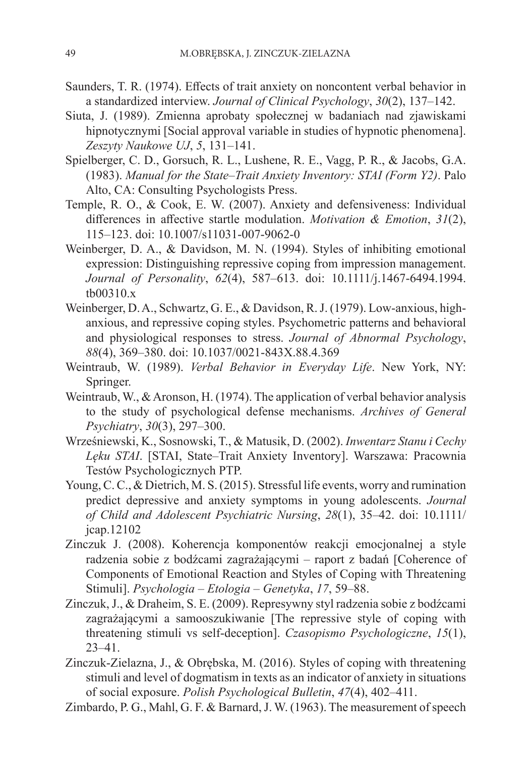Saunders, T. R. (1974). Effects of trait anxiety on noncontent verbal behavior in a standardized interview. *Journal of Clinical Psychology*, *30*(2), 137–142.

Siuta, J. (1989). Zmienna aprobaty społecznej w badaniach nad zjawiskami hipnotycznymi [Social approval variable in studies of hypnotic phenomena]. *Zeszyty Naukowe UJ*, *5*, 131–141.

Spielberger, C. D., Gorsuch, R. L., Lushene, R. E., Vagg, P. R., & Jacobs, G.A. (1983). *Manual for the State–Trait Anxiety Inventory: STAI (Form Y2)*. Palo Alto, CA: Consulting Psychologists Press.

Temple, R. O., & Cook, E. W. (2007). Anxiety and defensiveness: Individual differences in affective startle modulation. *Motivation & Emotion*, *31*(2), 115–123. doi: 10.1007/s11031-007-9062-0

Weinberger, D. A., & Davidson, M. N. (1994). Styles of inhibiting emotional expression: Distinguishing repressive coping from impression management. *Journal of Personality*, *62*(4), 587–613. doi: 10.1111/j.1467-6494.1994.tb00310.x

Weinberger, D. A., Schwartz, G. E., & Davidson, R. J. (1979). Low-anxious, high-anxious, and repressive coping styles. Psychometric patterns and behavioral and physiological responses to stress. *Journal of Abnormal Psychology*, *88*(4), 369–380. doi: 10.1037/0021-843X.88.4.369

Weintraub, W. (1989). *Verbal Behavior in Everyday Life*. New York, NY: Springer.

Weintraub, W., & Aronson, H. (1974). The application of verbal behavior analysis to the study of psychological defense mechanisms. *Archives of General Psychiatry*, *30*(3), 297–300.

Wrześniewski, K., Sosnowski, T., & Matusik, D. (2002). *Inwentarz Stanu i Cechy Lęku STAI*. [STAI, State–Trait Anxiety Inventory]. Warszawa: Pracownia Testów Psychologicznych PTP.

Young, C. C., & Dietrich, M. S. (2015). Stressful life events, worry and rumination predict depressive and anxiety symptoms in young adolescents. *Journal of Child and Adolescent Psychiatric Nursing*, *28*(1), 35–42. doi: 10.1111/jcap.12102

Zinczuk J. (2008). Koherencja komponentów reakcji emocjonalnej a style radzenia sobie z bodźcami zagrażającymi – raport z badań [Coherence of Components of Emotional Reaction and Styles of Coping with Threatening Stimuli]. *Psychologia – Etologia – Genetyka*, *17*, 59–88.

Zinczuk, J., & Draheim, S. E. (2009). Represywny styl radzenia sobie z bodźcami zagrażającymi a samooszukiwanie [The repressive style of coping with threatening stimuli vs self-deception]. *Czasopismo Psychologiczne*, *15*(1), 23–41.

Zinczuk-Zielazna, J., & Obrębska, M. (2016). Styles of coping with threatening stimuli and level of dogmatism in texts as an indicator of anxiety in situations of social exposure. *Polish Psychological Bulletin*, *47*(4), 402–411.

Zimbardo, P. G., Mahl, G. F. & Barnard, J. W. (1963). The measurement of speech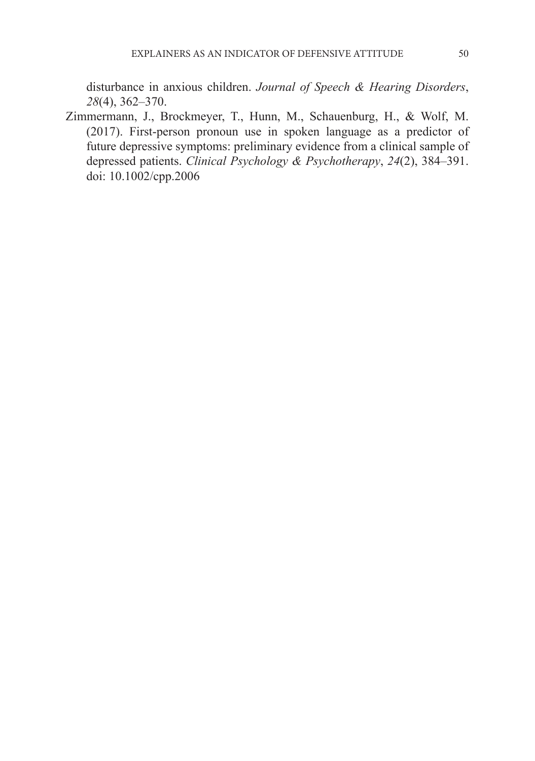disturbance in anxious children. *Journal of Speech & Hearing Disorders*, *28*(4), 362–370.

Zimmermann, J., Brockmeyer, T., Hunn, M., Schauenburg, H., & Wolf, M. (2017). First-person pronoun use in spoken language as a predictor of future depressive symptoms: preliminary evidence from a clinical sample of depressed patients. *Clinical Psychology & Psychotherapy*, *24*(2), 384–391. doi: 10.1002/cpp.2006